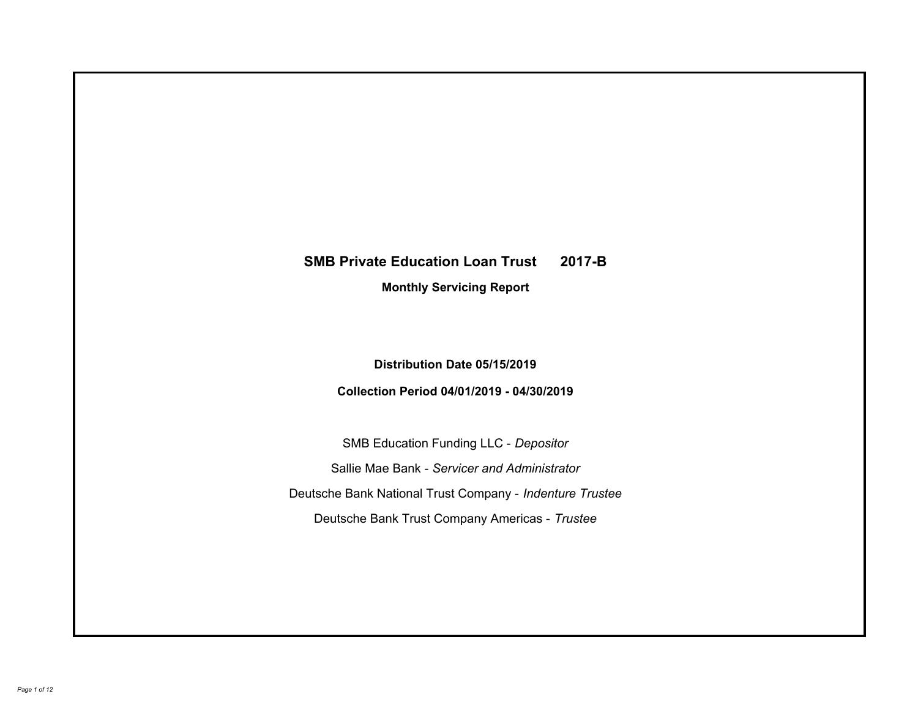# SMB Private Education Loan Trust 2017-B

## Monthly Servicing Report

**Distribution Date 05/15/2019**

**Collection Period 04/01/2019 - 04/30/2019**

SMB Education Funding LLC - *Depositor*

Sallie Mae Bank - *Servicer and Administrator*

Deutsche Bank National Trust Company - *Indenture Trustee*

Deutsche Bank Trust Company Americas - *Trustee*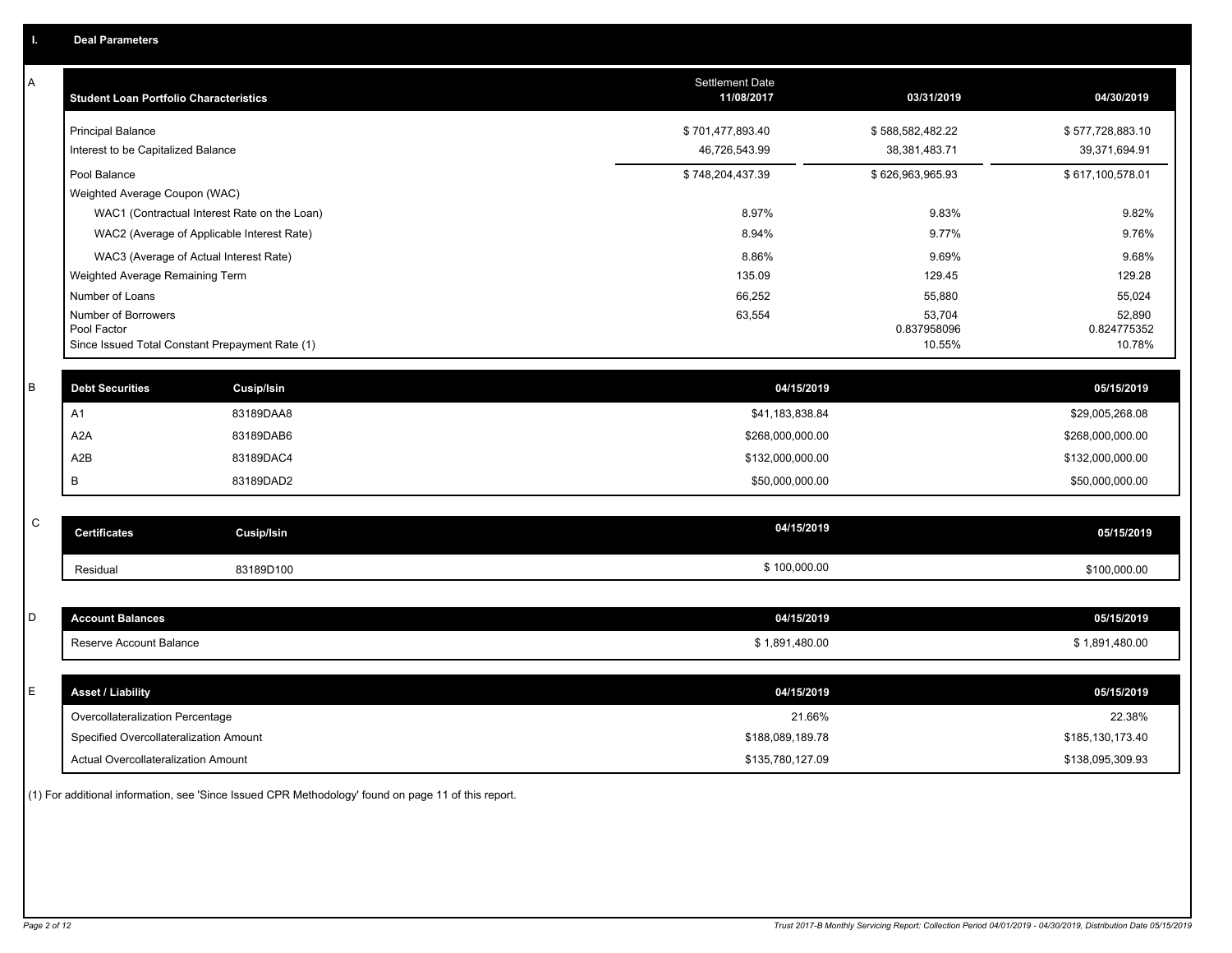## I. Deal Parameters

### A

| Student Loan Portfolio Characteristics | Settlement Date 11/08/2017 | 03/31/2019 | 04/30/2019 |
|---|---|---|---|
| Principal Balance | $ 701,477,893.40 | $ 588,582,482.22 | $ 577,728,883.10 |
| Interest to be Capitalized Balance | 46,726,543.99 | 38,381,483.71 | 39,371,694.91 |
| Pool Balance | $ 748,204,437.39 | $ 626,963,965.93 | $ 617,100,578.01 |
| Weighted Average Coupon (WAC) | | | |
| WAC1 (Contractual Interest Rate on the Loan) | 8.97% | 9.83% | 9.82% |
| WAC2 (Average of Applicable Interest Rate) | 8.94% | 9.77% | 9.76% |
| WAC3 (Average of Actual Interest Rate) | 8.86% | 9.69% | 9.68% |
| Weighted Average Remaining Term | 135.09 | 129.45 | 129.28 |
| Number of Loans | 66,252 | 55,880 | 55,024 |
| Number of Borrowers | 63,554 | 53,704 | 52,890 |
| Pool Factor | | 0.837958096 | 0.824775352 |
| Since Issued Total Constant Prepayment Rate (1) | | 10.55% | 10.78% |

### B

| Debt Securities | Cusip/Isin | 04/15/2019 | 05/15/2019 |
|---|---|---|---|
| A1 | 83189DAA8 | $41,183,838.84 | $29,005,268.08 |
| A2A | 83189DAB6 | $268,000,000.00 | $268,000,000.00 |
| A2B | 83189DAC4 | $132,000,000.00 | $132,000,000.00 |
| B | 83189DAD2 | $50,000,000.00 | $50,000,000.00 |

### C

| Certificates | Cusip/Isin | 04/15/2019 | 05/15/2019 |
|---|---|---|---|
| Residual | 83189D100 | $ 100,000.00 | $100,000.00 |

### D

| Account Balances | 04/15/2019 | 05/15/2019 |
|---|---|---|
| Reserve Account Balance | $ 1,891,480.00 | $ 1,891,480.00 |

### E

| Asset / Liability | 04/15/2019 | 05/15/2019 |
|---|---|---|
| Overcollateralization Percentage | 21.66% | 22.38% |
| Specified Overcollateralization Amount | $188,089,189.78 | $185,130,173.40 |
| Actual Overcollateralization Amount | $135,780,127.09 | $138,095,309.93 |

(1) For additional information, see 'Since Issued CPR Methodology' found on page 11 of this report.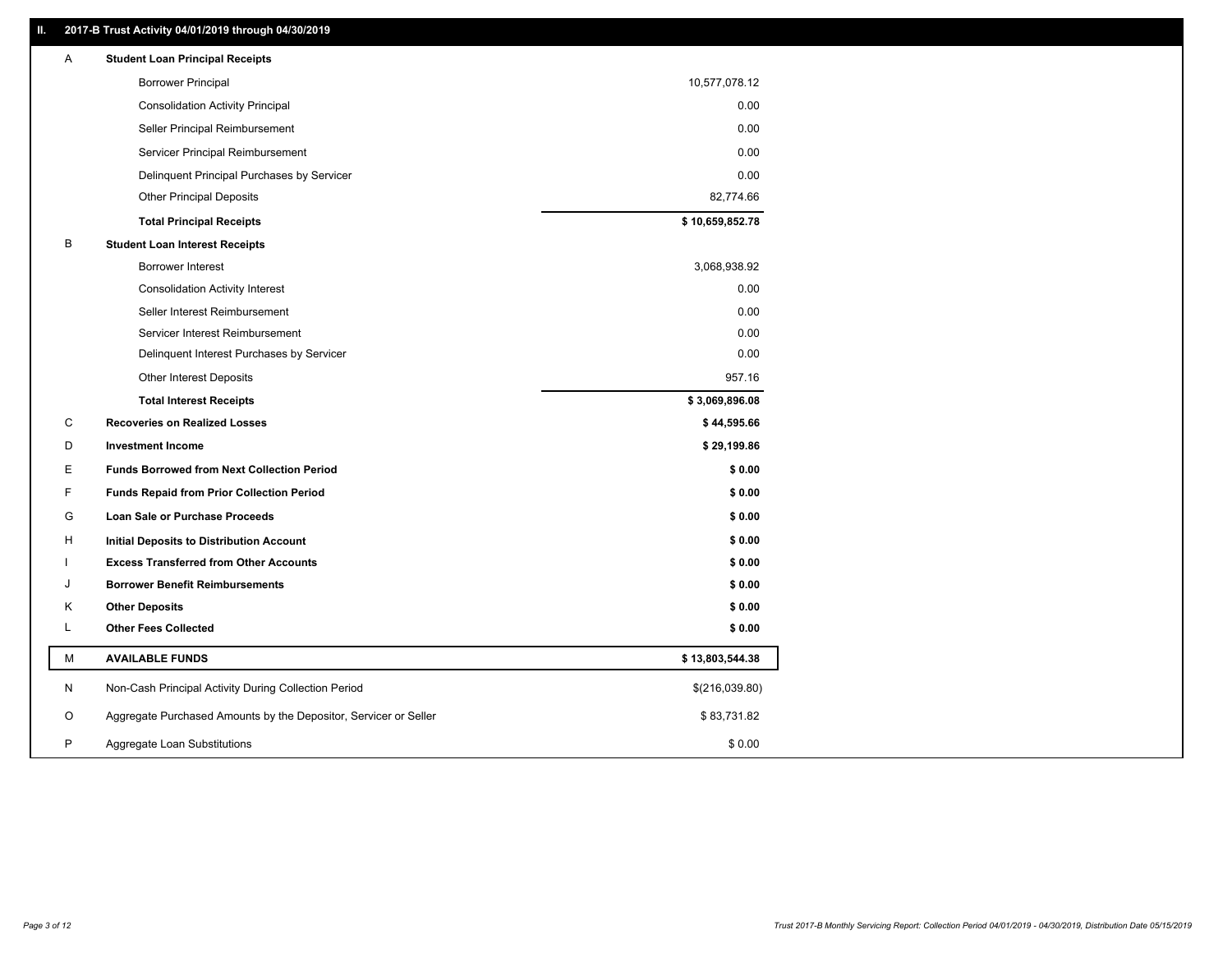## II. 2017-B Trust Activity 04/01/2019 through 04/30/2019

| | | |
|---|---|---|
| A | **Student Loan Principal Receipts** | |
| | Borrower Principal | 10,577,078.12 |
| | Consolidation Activity Principal | 0.00 |
| | Seller Principal Reimbursement | 0.00 |
| | Servicer Principal Reimbursement | 0.00 |
| | Delinquent Principal Purchases by Servicer | 0.00 |
| | Other Principal Deposits | 82,774.66 |
| | **Total Principal Receipts** | **$ 10,659,852.78** |
| B | **Student Loan Interest Receipts** | |
| | Borrower Interest | 3,068,938.92 |
| | Consolidation Activity Interest | 0.00 |
| | Seller Interest Reimbursement | 0.00 |
| | Servicer Interest Reimbursement | 0.00 |
| | Delinquent Interest Purchases by Servicer | 0.00 |
| | Other Interest Deposits | 957.16 |
| | **Total Interest Receipts** | **$ 3,069,896.08** |
| C | **Recoveries on Realized Losses** | **$ 44,595.66** |
| D | **Investment Income** | **$ 29,199.86** |
| E | **Funds Borrowed from Next Collection Period** | **$ 0.00** |
| F | **Funds Repaid from Prior Collection Period** | **$ 0.00** |
| G | **Loan Sale or Purchase Proceeds** | **$ 0.00** |
| H | **Initial Deposits to Distribution Account** | **$ 0.00** |
| I | **Excess Transferred from Other Accounts** | **$ 0.00** |
| J | **Borrower Benefit Reimbursements** | **$ 0.00** |
| K | **Other Deposits** | **$ 0.00** |
| L | **Other Fees Collected** | **$ 0.00** |
| M | **AVAILABLE FUNDS** | **$ 13,803,544.38** |
| N | Non-Cash Principal Activity During Collection Period | $(216,039.80) |
| O | Aggregate Purchased Amounts by the Depositor, Servicer or Seller | $ 83,731.82 |
| P | Aggregate Loan Substitutions | $ 0.00 |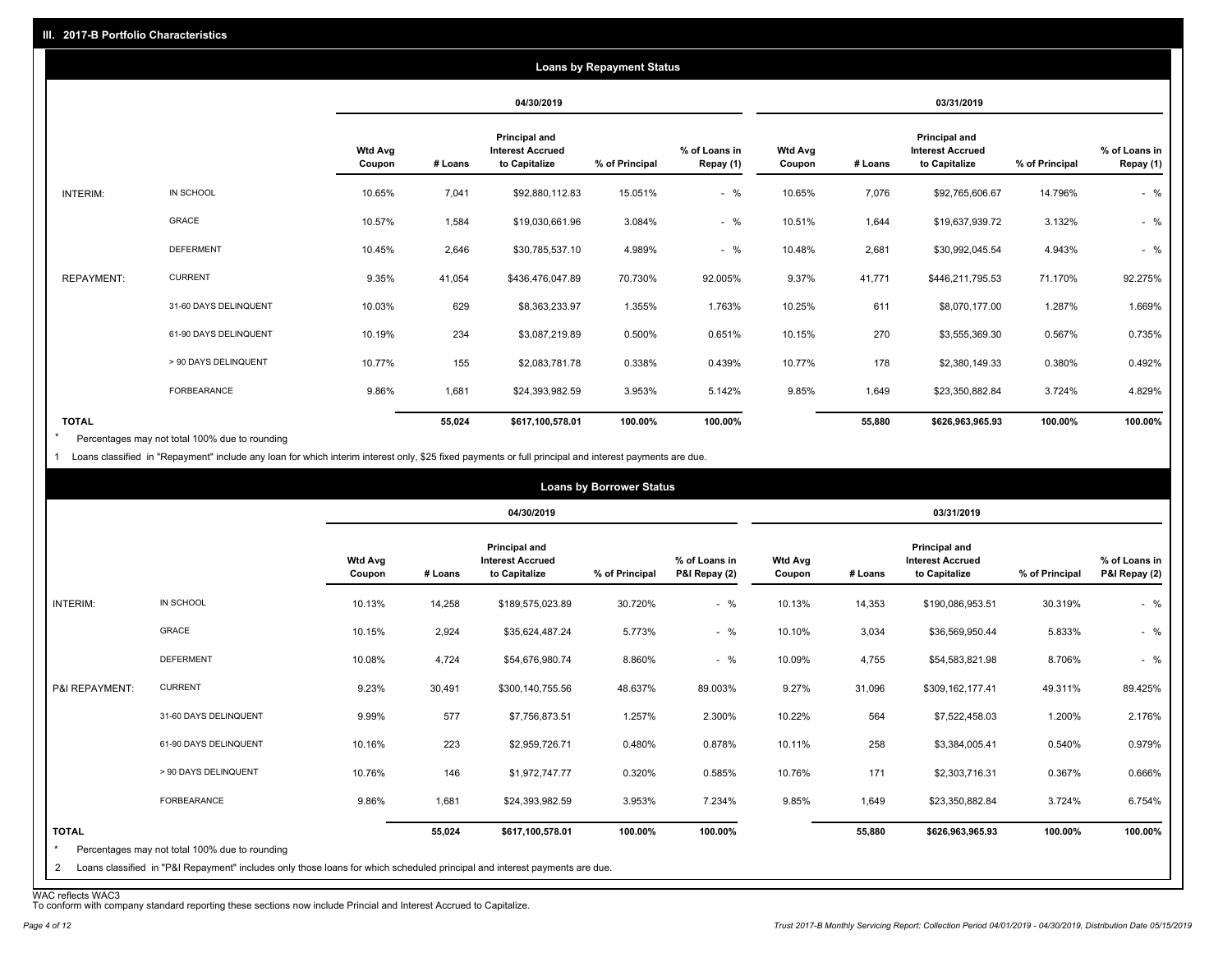## III. 2017-B Portfolio Characteristics

### Loans by Repayment Status

| | | 04/30/2019 | | | | | 03/31/2019 | | | | |
|---|---|---|---|---|---|---|---|---|---|---|---|
| | | Wtd Avg Coupon | # Loans | Principal and Interest Accrued to Capitalize | % of Principal | % of Loans in Repay (1) | Wtd Avg Coupon | # Loans | Principal and Interest Accrued to Capitalize | % of Principal | % of Loans in Repay (1) |
| INTERIM: | IN SCHOOL | 10.65% | 7,041 | $92,880,112.83 | 15.051% | - % | 10.65% | 7,076 | $92,765,606.67 | 14.796% | - % |
| | GRACE | 10.57% | 1,584 | $19,030,661.96 | 3.084% | - % | 10.51% | 1,644 | $19,637,939.72 | 3.132% | - % |
| | DEFERMENT | 10.45% | 2,646 | $30,785,537.10 | 4.989% | - % | 10.48% | 2,681 | $30,992,045.54 | 4.943% | - % |
| REPAYMENT: | CURRENT | 9.35% | 41,054 | $436,476,047.89 | 70.730% | 92.005% | 9.37% | 41,771 | $446,211,795.53 | 71.170% | 92.275% |
| | 31-60 DAYS DELINQUENT | 10.03% | 629 | $8,363,233.97 | 1.355% | 1.763% | 10.25% | 611 | $8,070,177.00 | 1.287% | 1.669% |
| | 61-90 DAYS DELINQUENT | 10.19% | 234 | $3,087,219.89 | 0.500% | 0.651% | 10.15% | 270 | $3,555,369.30 | 0.567% | 0.735% |
| | > 90 DAYS DELINQUENT | 10.77% | 155 | $2,083,781.78 | 0.338% | 0.439% | 10.77% | 178 | $2,380,149.33 | 0.380% | 0.492% |
| | FORBEARANCE | 9.86% | 1,681 | $24,393,982.59 | 3.953% | 5.142% | 9.85% | 1,649 | $23,350,882.84 | 3.724% | 4.829% |
| TOTAL | | | 55,024 | $617,100,578.01 | 100.00% | 100.00% | | 55,880 | $626,963,965.93 | 100.00% | 100.00% |

\* Percentages may not total 100% due to rounding

1 Loans classified in "Repayment" include any loan for which interim interest only, $25 fixed payments or full principal and interest payments are due.

### Loans by Borrower Status

| | | 04/30/2019 | | | | | 03/31/2019 | | | | |
|---|---|---|---|---|---|---|---|---|---|---|---|
| | | Wtd Avg Coupon | # Loans | Principal and Interest Accrued to Capitalize | % of Principal | % of Loans in P&I Repay (2) | Wtd Avg Coupon | # Loans | Principal and Interest Accrued to Capitalize | % of Principal | % of Loans in P&I Repay (2) |
| INTERIM: | IN SCHOOL | 10.13% | 14,258 | $189,575,023.89 | 30.720% | - % | 10.13% | 14,353 | $190,086,953.51 | 30.319% | - % |
| | GRACE | 10.15% | 2,924 | $35,624,487.24 | 5.773% | - % | 10.10% | 3,034 | $36,569,950.44 | 5.833% | - % |
| | DEFERMENT | 10.08% | 4,724 | $54,676,980.74 | 8.860% | - % | 10.09% | 4,755 | $54,583,821.98 | 8.706% | - % |
| P&I REPAYMENT: | CURRENT | 9.23% | 30,491 | $300,140,755.56 | 48.637% | 89.003% | 9.27% | 31,096 | $309,162,177.41 | 49.311% | 89.425% |
| | 31-60 DAYS DELINQUENT | 9.99% | 577 | $7,756,873.51 | 1.257% | 2.300% | 10.22% | 564 | $7,522,458.03 | 1.200% | 2.176% |
| | 61-90 DAYS DELINQUENT | 10.16% | 223 | $2,959,726.71 | 0.480% | 0.878% | 10.11% | 258 | $3,384,005.41 | 0.540% | 0.979% |
| | > 90 DAYS DELINQUENT | 10.76% | 146 | $1,972,747.77 | 0.320% | 0.585% | 10.76% | 171 | $2,303,716.31 | 0.367% | 0.666% |
| | FORBEARANCE | 9.86% | 1,681 | $24,393,982.59 | 3.953% | 7.234% | 9.85% | 1,649 | $23,350,882.84 | 3.724% | 6.754% |
| TOTAL | | | 55,024 | $617,100,578.01 | 100.00% | 100.00% | | 55,880 | $626,963,965.93 | 100.00% | 100.00% |

\* Percentages may not total 100% due to rounding

2 Loans classified in "P&I Repayment" includes only those loans for which scheduled principal and interest payments are due.

WAC reflects WAC3

To conform with company standard reporting these sections now include Princial and Interest Accrued to Capitalize.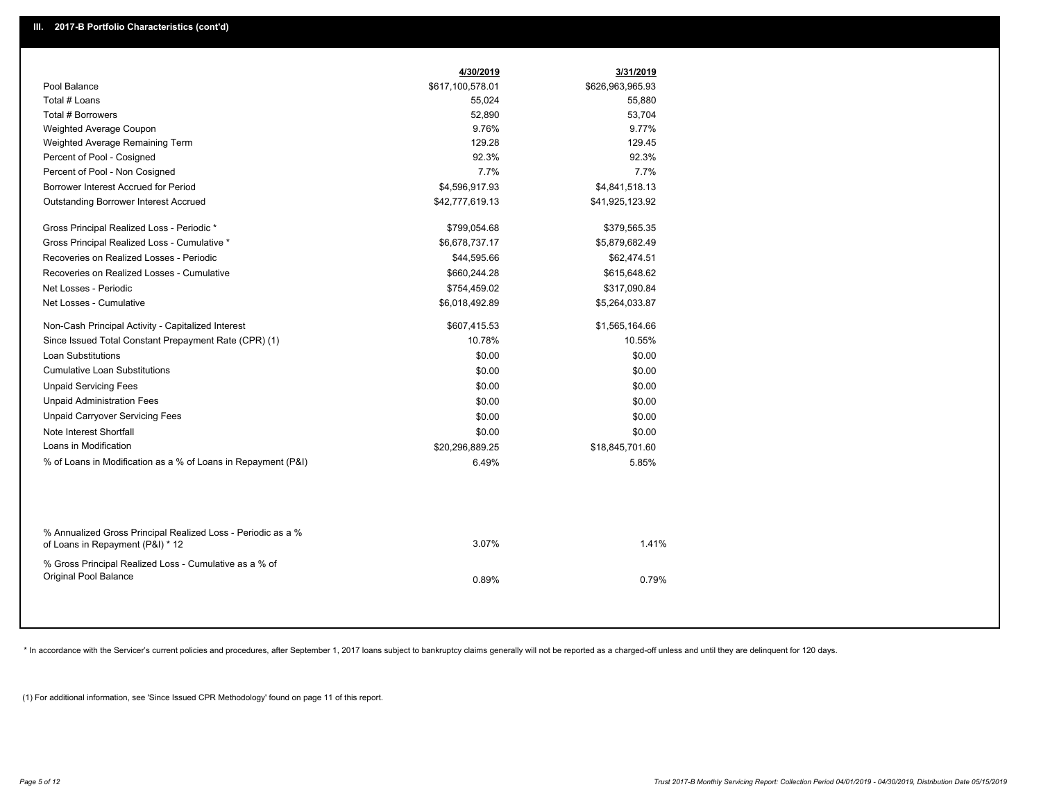## III. 2017-B Portfolio Characteristics (cont'd)

| | 4/30/2019 | 3/31/2019 |
|---|---|---|
| Pool Balance | $617,100,578.01 | $626,963,965.93 |
| Total # Loans | 55,024 | 55,880 |
| Total # Borrowers | 52,890 | 53,704 |
| Weighted Average Coupon | 9.76% | 9.77% |
| Weighted Average Remaining Term | 129.28 | 129.45 |
| Percent of Pool - Cosigned | 92.3% | 92.3% |
| Percent of Pool - Non Cosigned | 7.7% | 7.7% |
| Borrower Interest Accrued for Period | $4,596,917.93 | $4,841,518.13 |
| Outstanding Borrower Interest Accrued | $42,777,619.13 | $41,925,123.92 |
| Gross Principal Realized Loss - Periodic * | $799,054.68 | $379,565.35 |
| Gross Principal Realized Loss - Cumulative * | $6,678,737.17 | $5,879,682.49 |
| Recoveries on Realized Losses - Periodic | $44,595.66 | $62,474.51 |
| Recoveries on Realized Losses - Cumulative | $660,244.28 | $615,648.62 |
| Net Losses - Periodic | $754,459.02 | $317,090.84 |
| Net Losses - Cumulative | $6,018,492.89 | $5,264,033.87 |
| Non-Cash Principal Activity - Capitalized Interest | $607,415.53 | $1,565,164.66 |
| Since Issued Total Constant Prepayment Rate (CPR) (1) | 10.78% | 10.55% |
| Loan Substitutions | $0.00 | $0.00 |
| Cumulative Loan Substitutions | $0.00 | $0.00 |
| Unpaid Servicing Fees | $0.00 | $0.00 |
| Unpaid Administration Fees | $0.00 | $0.00 |
| Unpaid Carryover Servicing Fees | $0.00 | $0.00 |
| Note Interest Shortfall | $0.00 | $0.00 |
| Loans in Modification | $20,296,889.25 | $18,845,701.60 |
| % of Loans in Modification as a % of Loans in Repayment (P&I) | 6.49% | 5.85% |
| % Annualized Gross Principal Realized Loss - Periodic as a % of Loans in Repayment (P&I) * 12 | 3.07% | 1.41% |
| % Gross Principal Realized Loss - Cumulative as a % of Original Pool Balance | 0.89% | 0.79% |

* In accordance with the Servicer's current policies and procedures, after September 1, 2017 loans subject to bankruptcy claims generally will not be reported as a charged-off unless and until they are delinquent for 120 days.

(1) For additional information, see 'Since Issued CPR Methodology' found on page 11 of this report.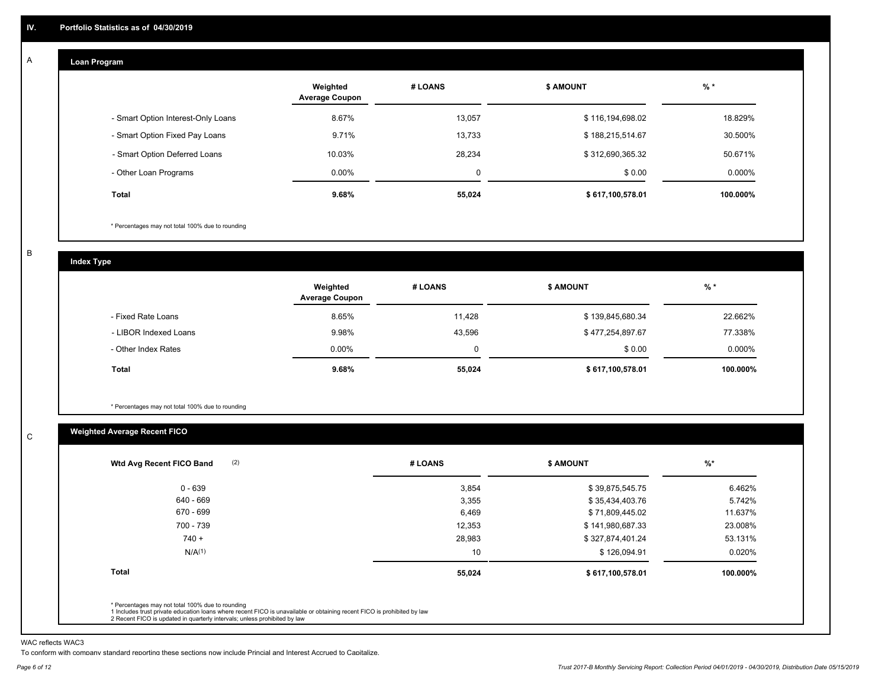## IV. Portfolio Statistics as of 04/30/2019

### A Loan Program

| | Weighted Average Coupon | # LOANS | $ AMOUNT | % * |
|---|---|---|---|---|
| - Smart Option Interest-Only Loans | 8.67% | 13,057 | $ 116,194,698.02 | 18.829% |
| - Smart Option Fixed Pay Loans | 9.71% | 13,733 | $ 188,215,514.67 | 30.500% |
| - Smart Option Deferred Loans | 10.03% | 28,234 | $ 312,690,365.32 | 50.671% |
| - Other Loan Programs | 0.00% | 0 | $ 0.00 | 0.000% |
| **Total** | **9.68%** | **55,024** | **$ 617,100,578.01** | **100.000%** |

* Percentages may not total 100% due to rounding

### B Index Type

| | Weighted Average Coupon | # LOANS | $ AMOUNT | % * |
|---|---|---|---|---|
| - Fixed Rate Loans | 8.65% | 11,428 | $ 139,845,680.34 | 22.662% |
| - LIBOR Indexed Loans | 9.98% | 43,596 | $ 477,254,897.67 | 77.338% |
| - Other Index Rates | 0.00% | 0 | $ 0.00 | 0.000% |
| **Total** | **9.68%** | **55,024** | **$ 617,100,578.01** | **100.000%** |

* Percentages may not total 100% due to rounding

### C Weighted Average Recent FICO

| Wtd Avg Recent FICO Band (2) | # LOANS | $ AMOUNT | %* |
|---|---|---|---|
| 0 - 639 | 3,854 | $ 39,875,545.75 | 6.462% |
| 640 - 669 | 3,355 | $ 35,434,403.76 | 5.742% |
| 670 - 699 | 6,469 | $ 71,809,445.02 | 11.637% |
| 700 - 739 | 12,353 | $ 141,980,687.33 | 23.008% |
| 740 + | 28,983 | $ 327,874,401.24 | 53.131% |
| N/A(1) | 10 | $ 126,094.91 | 0.020% |
| **Total** | **55,024** | **$ 617,100,578.01** | **100.000%** |

* Percentages may not total 100% due to rounding
1 Includes trust private education loans where recent FICO is unavailable or obtaining recent FICO is prohibited by law
2 Recent FICO is updated in quarterly intervals; unless prohibited by law

WAC reflects WAC3

To conform with company standard reporting these sections now include Princial and Interest Accrued to Capitalize.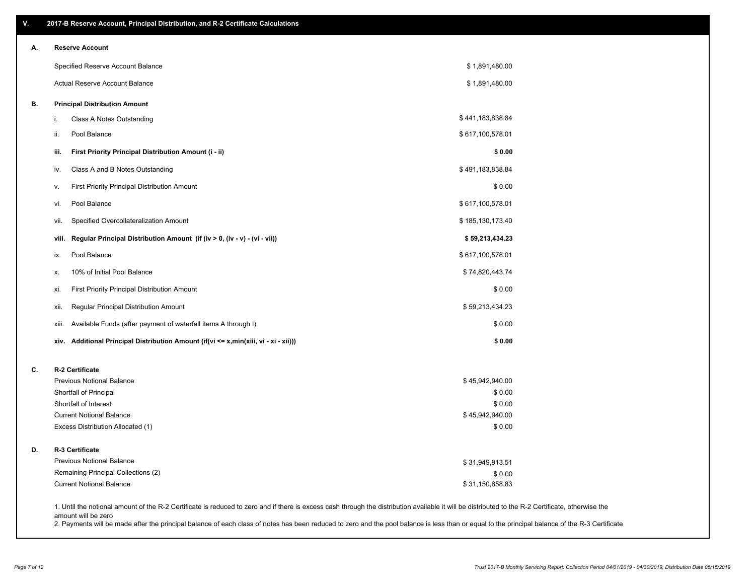## V. 2017-B Reserve Account, Principal Distribution, and R-2 Certificate Calculations

### A. Reserve Account

| | |
|---|---|
| Specified Reserve Account Balance | $ 1,891,480.00 |
| Actual Reserve Account Balance | $ 1,891,480.00 |

### B. Principal Distribution Amount

| | | |
|---|---|---|
| i. | Class A Notes Outstanding | $ 441,183,838.84 |
| ii. | Pool Balance | $ 617,100,578.01 |
| **iii.** | **First Priority Principal Distribution Amount (i - ii)** | **$ 0.00** |
| iv. | Class A and B Notes Outstanding | $ 491,183,838.84 |
| v. | First Priority Principal Distribution Amount | $ 0.00 |
| vi. | Pool Balance | $ 617,100,578.01 |
| vii. | Specified Overcollateralization Amount | $ 185,130,173.40 |
| **viii.** | **Regular Principal Distribution Amount (if (iv > 0, (iv - v) - (vi - vii))** | **$ 59,213,434.23** |
| ix. | Pool Balance | $ 617,100,578.01 |
| x. | 10% of Initial Pool Balance | $ 74,820,443.74 |
| xi. | First Priority Principal Distribution Amount | $ 0.00 |
| xii. | Regular Principal Distribution Amount | $ 59,213,434.23 |
| xiii. | Available Funds (after payment of waterfall items A through I) | $ 0.00 |
| **xiv.** | **Additional Principal Distribution Amount (if(vi <= x,min(xiii, vi - xi - xii)))** | **$ 0.00** |

### C. R-2 Certificate

| | |
|---|---|
| Previous Notional Balance | $ 45,942,940.00 |
| Shortfall of Principal | $ 0.00 |
| Shortfall of Interest | $ 0.00 |
| Current Notional Balance | $ 45,942,940.00 |
| Excess Distribution Allocated (1) | $ 0.00 |

### D. R-3 Certificate

| | |
|---|---|
| Previous Notional Balance | $ 31,949,913.51 |
| Remaining Principal Collections (2) | $ 0.00 |
| Current Notional Balance | $ 31,150,858.83 |

1. Until the notional amount of the R-2 Certificate is reduced to zero and if there is excess cash through the distribution available it will be distributed to the R-2 Certificate, otherwise the amount will be zero
2. Payments will be made after the principal balance of each class of notes has been reduced to zero and the pool balance is less than or equal to the principal balance of the R-3 Certificate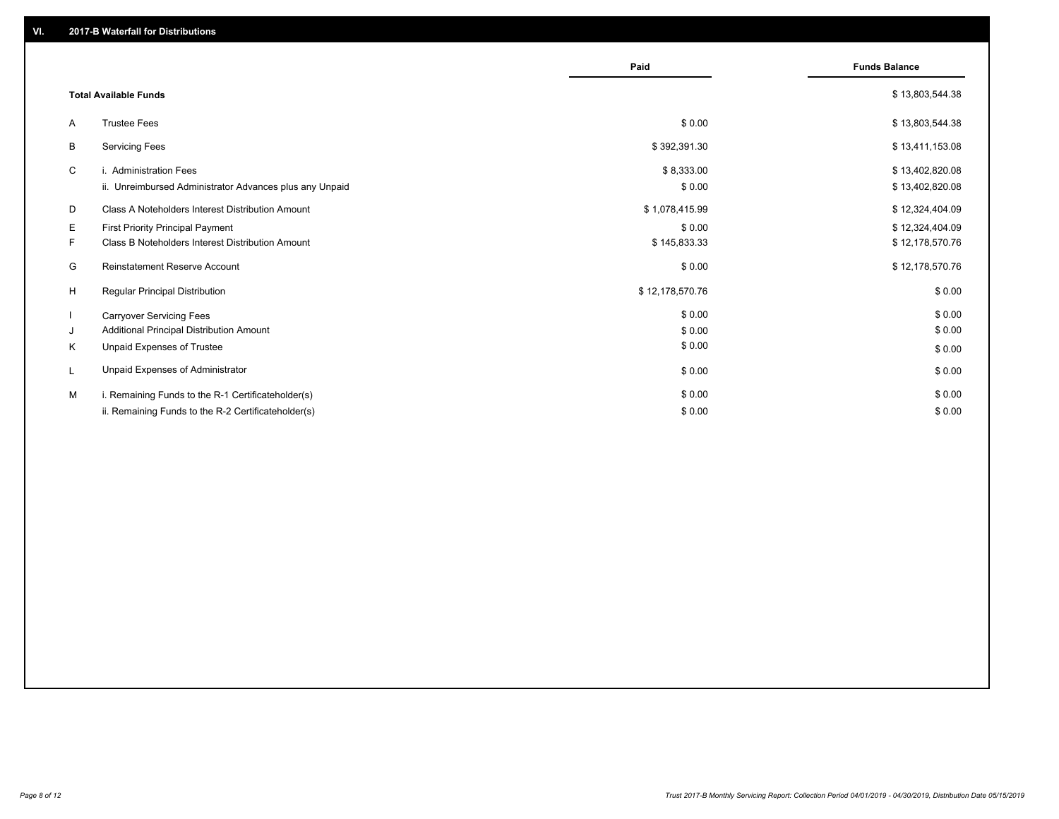## VI. 2017-B Waterfall for Distributions

| | | Paid | Funds Balance |
|---|---|---|---|
| | **Total Available Funds** | | $ 13,803,544.38 |
| A | Trustee Fees | $ 0.00 | $ 13,803,544.38 |
| B | Servicing Fees | $ 392,391.30 | $ 13,411,153.08 |
| C | i. Administration Fees | $ 8,333.00 | $ 13,402,820.08 |
| | ii. Unreimbursed Administrator Advances plus any Unpaid | $ 0.00 | $ 13,402,820.08 |
| D | Class A Noteholders Interest Distribution Amount | $ 1,078,415.99 | $ 12,324,404.09 |
| E | First Priority Principal Payment | $ 0.00 | $ 12,324,404.09 |
| F | Class B Noteholders Interest Distribution Amount | $ 145,833.33 | $ 12,178,570.76 |
| G | Reinstatement Reserve Account | $ 0.00 | $ 12,178,570.76 |
| H | Regular Principal Distribution | $ 12,178,570.76 | $ 0.00 |
| I | Carryover Servicing Fees | $ 0.00 | $ 0.00 |
| J | Additional Principal Distribution Amount | $ 0.00 | $ 0.00 |
| K | Unpaid Expenses of Trustee | $ 0.00 | $ 0.00 |
| L | Unpaid Expenses of Administrator | $ 0.00 | $ 0.00 |
| M | i. Remaining Funds to the R-1 Certificateholder(s) | $ 0.00 | $ 0.00 |
| | ii. Remaining Funds to the R-2 Certificateholder(s) | $ 0.00 | $ 0.00 |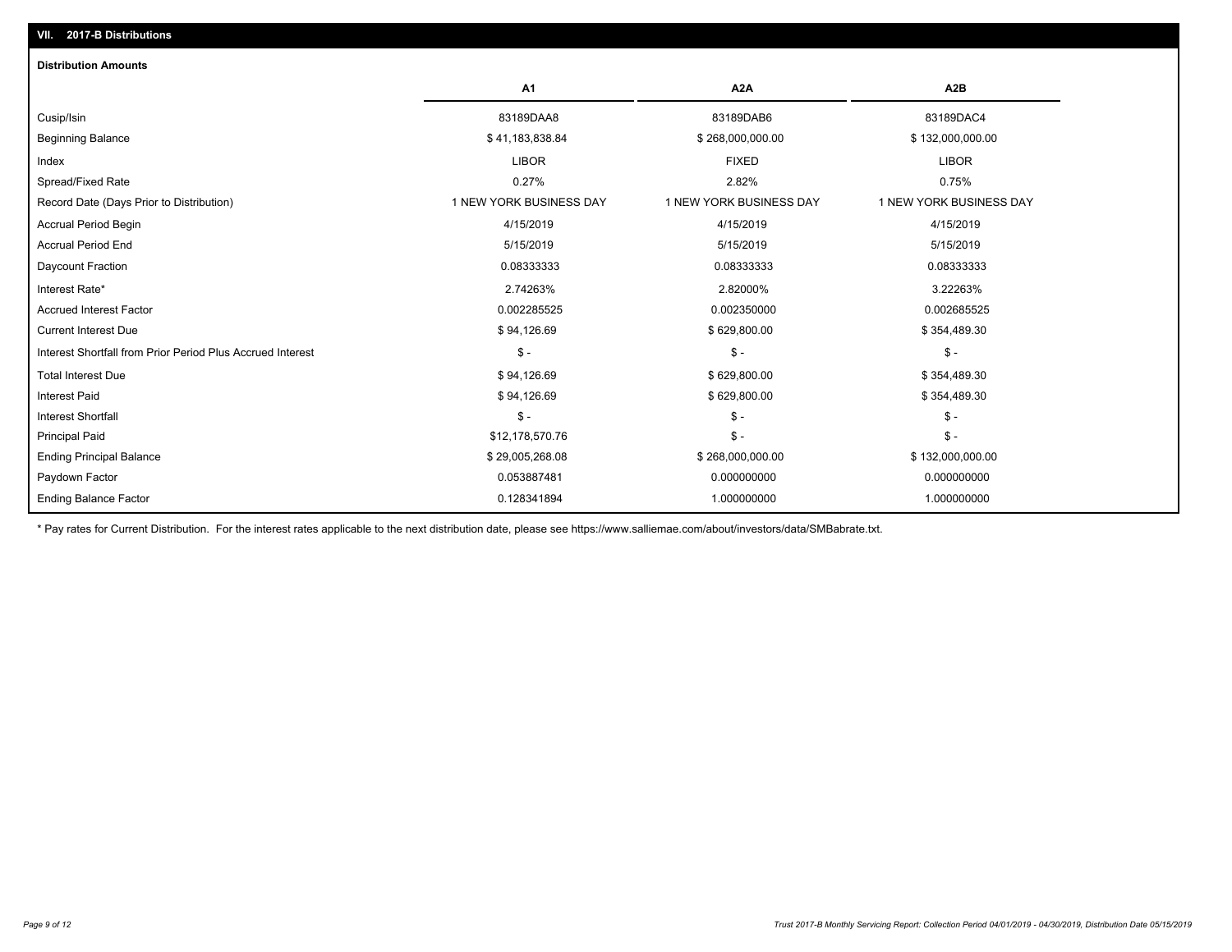## VII. 2017-B Distributions

### Distribution Amounts

| | A1 | A2A | A2B |
|---|---|---|---|
| Cusip/Isin | 83189DAA8 | 83189DAB6 | 83189DAC4 |
| Beginning Balance | $ 41,183,838.84 | $ 268,000,000.00 | $ 132,000,000.00 |
| Index | LIBOR | FIXED | LIBOR |
| Spread/Fixed Rate | 0.27% | 2.82% | 0.75% |
| Record Date (Days Prior to Distribution) | 1 NEW YORK BUSINESS DAY | 1 NEW YORK BUSINESS DAY | 1 NEW YORK BUSINESS DAY |
| Accrual Period Begin | 4/15/2019 | 4/15/2019 | 4/15/2019 |
| Accrual Period End | 5/15/2019 | 5/15/2019 | 5/15/2019 |
| Daycount Fraction | 0.08333333 | 0.08333333 | 0.08333333 |
| Interest Rate* | 2.74263% | 2.82000% | 3.22263% |
| Accrued Interest Factor | 0.002285525 | 0.002350000 | 0.002685525 |
| Current Interest Due | $ 94,126.69 | $ 629,800.00 | $ 354,489.30 |
| Interest Shortfall from Prior Period Plus Accrued Interest | $ - | $ - | $ - |
| Total Interest Due | $ 94,126.69 | $ 629,800.00 | $ 354,489.30 |
| Interest Paid | $ 94,126.69 | $ 629,800.00 | $ 354,489.30 |
| Interest Shortfall | $ - | $ - | $ - |
| Principal Paid | $12,178,570.76 | $ - | $ - |
| Ending Principal Balance | $ 29,005,268.08 | $ 268,000,000.00 | $ 132,000,000.00 |
| Paydown Factor | 0.053887481 | 0.000000000 | 0.000000000 |
| Ending Balance Factor | 0.128341894 | 1.000000000 | 1.000000000 |

* Pay rates for Current Distribution. For the interest rates applicable to the next distribution date, please see https://www.salliemae.com/about/investors/data/SMBabrate.txt.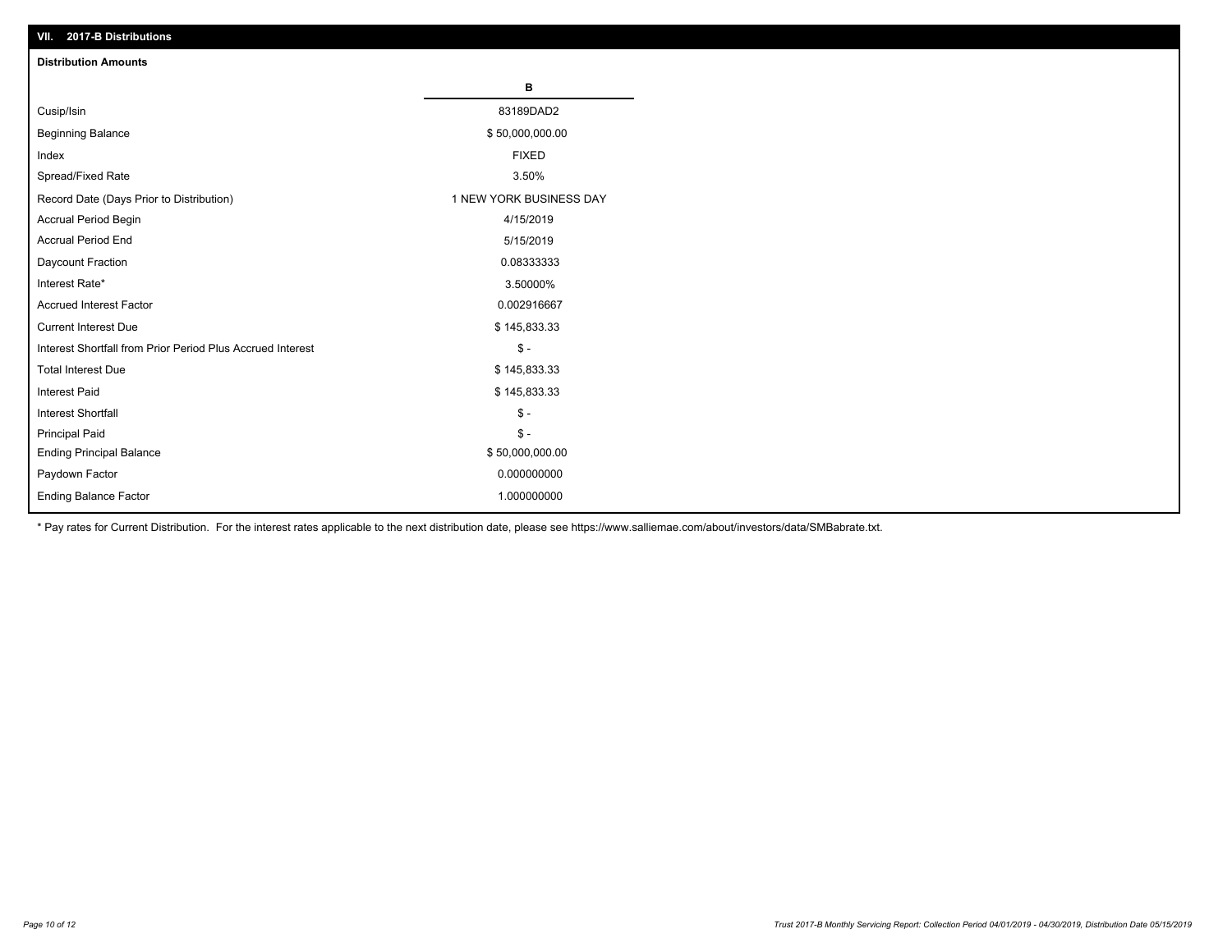## VII. 2017-B Distributions

### Distribution Amounts

| | B |
|---|---|
| Cusip/Isin | 83189DAD2 |
| Beginning Balance | $ 50,000,000.00 |
| Index | FIXED |
| Spread/Fixed Rate | 3.50% |
| Record Date (Days Prior to Distribution) | 1 NEW YORK BUSINESS DAY |
| Accrual Period Begin | 4/15/2019 |
| Accrual Period End | 5/15/2019 |
| Daycount Fraction | 0.08333333 |
| Interest Rate* | 3.50000% |
| Accrued Interest Factor | 0.002916667 |
| Current Interest Due | $ 145,833.33 |
| Interest Shortfall from Prior Period Plus Accrued Interest | $ - |
| Total Interest Due | $ 145,833.33 |
| Interest Paid | $ 145,833.33 |
| Interest Shortfall | $ - |
| Principal Paid | $ - |
| Ending Principal Balance | $ 50,000,000.00 |
| Paydown Factor | 0.000000000 |
| Ending Balance Factor | 1.000000000 |

* Pay rates for Current Distribution. For the interest rates applicable to the next distribution date, please see https://www.salliemae.com/about/investors/data/SMBabrate.txt.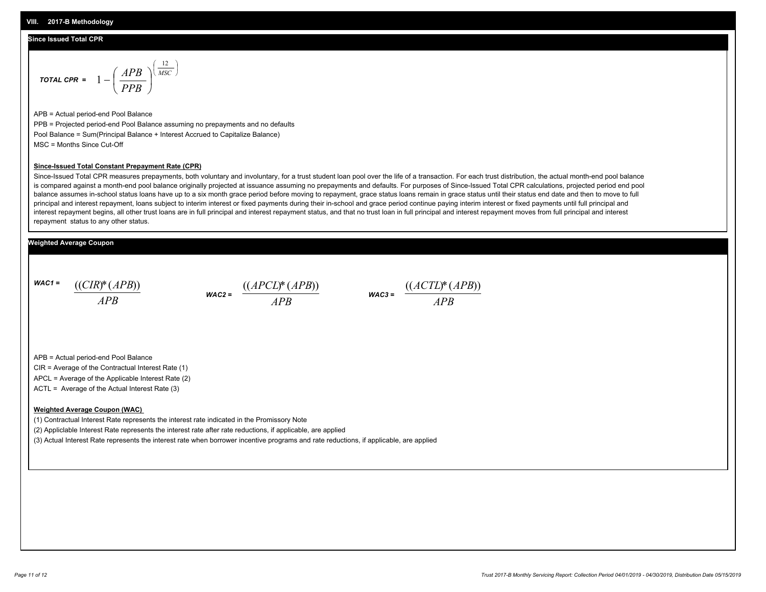# VIII. 2017-B Methodology

## Since Issued Total CPR

$$\textit{TOTAL CPR} = 1 - \left( \frac{APB}{PPB} \right)^{\left( \frac{12}{MSC} \right)}$$

APB = Actual period-end Pool Balance

PPB = Projected period-end Pool Balance assuming no prepayments and no defaults

Pool Balance = Sum(Principal Balance + Interest Accrued to Capitalize Balance)

MSC = Months Since Cut-Off

**Since-Issued Total Constant Prepayment Rate (CPR)**

Since-Issued Total CPR measures prepayments, both voluntary and involuntary, for a trust student loan pool over the life of a transaction. For each trust distribution, the actual month-end pool balance is compared against a month-end pool balance originally projected at issuance assuming no prepayments and defaults. For purposes of Since-Issued Total CPR calculations, projected period end pool balance assumes in-school status loans have up to a six month grace period before moving to repayment, grace status loans remain in grace status until their status end date and then to move to full principal and interest repayment, loans subject to interim interest or fixed payments during their in-school and grace period continue paying interim interest or fixed payments until full principal and interest repayment begins, all other trust loans are in full principal and interest repayment status, and that no trust loan in full principal and interest repayment moves from full principal and interest repayment status to any other status.

## Weighted Average Coupon

$$\textit{WAC1} = \frac{((CIR) * (APB))}{APB} \qquad \textit{WAC2} = \frac{((APCL) * (APB))}{APB} \qquad \textit{WAC3} = \frac{((ACTL) * (APB))}{APB}$$

APB = Actual period-end Pool Balance

CIR = Average of the Contractual Interest Rate (1)

APCL = Average of the Applicable Interest Rate (2)

ACTL = Average of the Actual Interest Rate (3)

**Weighted Average Coupon (WAC)**

(1) Contractual Interest Rate represents the interest rate indicated in the Promissory Note

(2) Appliclable Interest Rate represents the interest rate after rate reductions, if applicable, are applied

(3) Actual Interest Rate represents the interest rate when borrower incentive programs and rate reductions, if applicable, are applied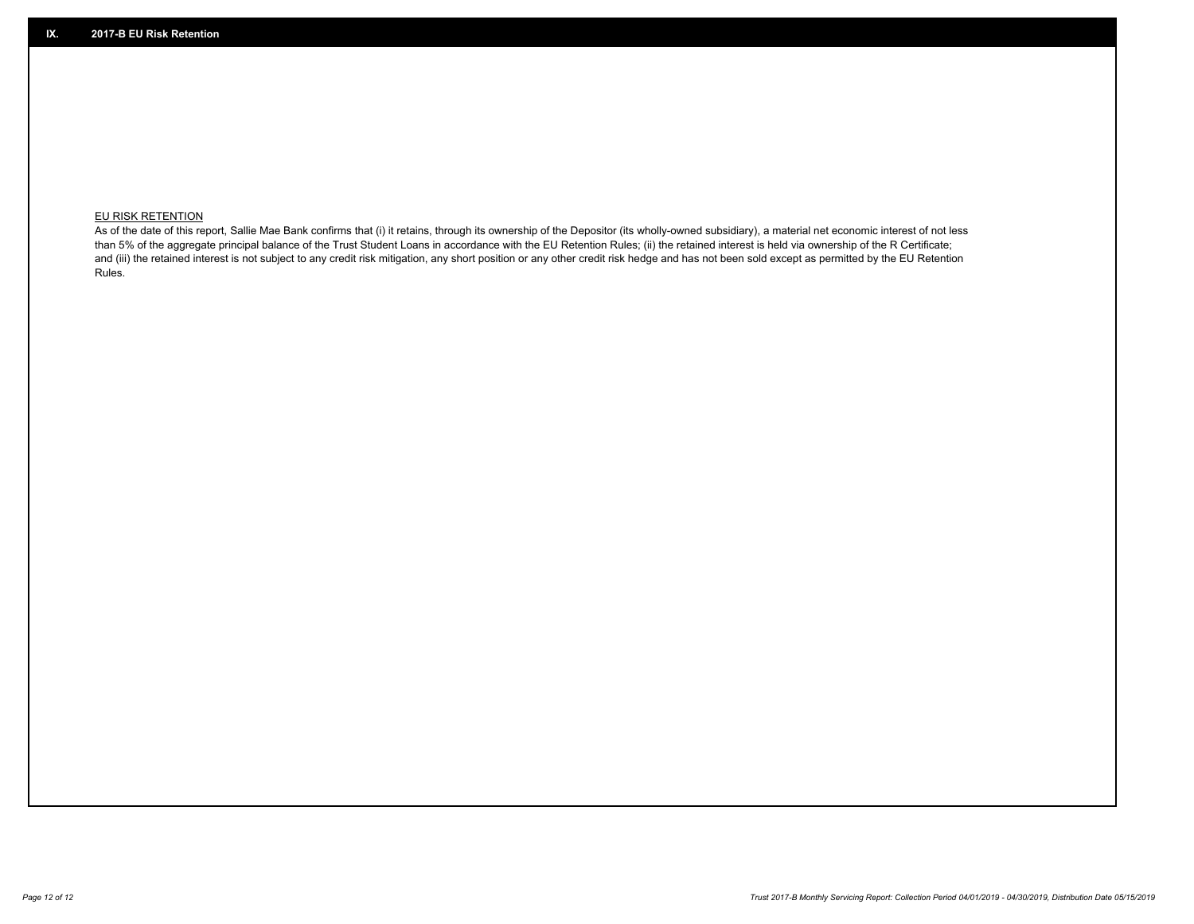## IX. 2017-B EU Risk Retention

EU RISK RETENTION

As of the date of this report, Sallie Mae Bank confirms that (i) it retains, through its ownership of the Depositor (its wholly-owned subsidiary), a material net economic interest of not less than 5% of the aggregate principal balance of the Trust Student Loans in accordance with the EU Retention Rules; (ii) the retained interest is held via ownership of the R Certificate; and (iii) the retained interest is not subject to any credit risk mitigation, any short position or any other credit risk hedge and has not been sold except as permitted by the EU Retention Rules.